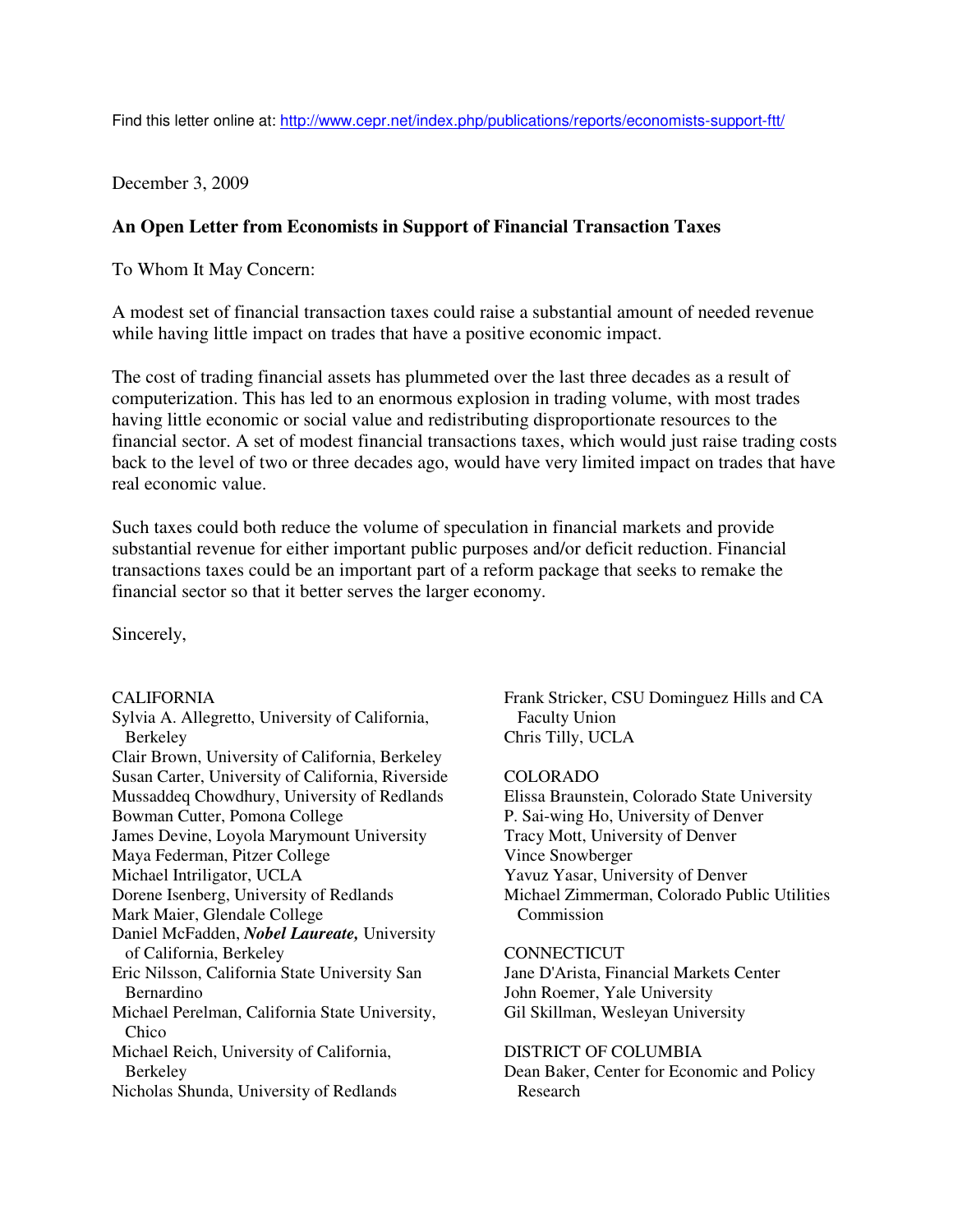Find this letter online at: http://www.cepr.net/index.php/publications/reports/economists-support-ftt/

December 3, 2009

**An Open Letter from Economists in Support of Financial Transaction Taxes**

To Whom It May Concern:

A modest set of financial transaction taxes could raise a substantial amount of needed revenue while having little impact on trades that have a positive economic impact.

The cost of trading financial assets has plummeted over the last three decades as a result of computerization. This has led to an enormous explosion in trading volume, with most trades having little economic or social value and redistributing disproportionate resources to the financial sector. A set of modest financial transactions taxes, which would just raise trading costs back to the level of two or three decades ago, would have very limited impact on trades that have real economic value.

Such taxes could both reduce the volume of speculation in financial markets and provide substantial revenue for either important public purposes and/or deficit reduction. Financial transactions taxes could be an important part of a reform package that seeks to remake the financial sector so that it better serves the larger economy.

Sincerely,

CALIFORNIA
Sylvia A. Allegretto, University of California, Berkeley
Clair Brown, University of California, Berkeley
Susan Carter, University of California, Riverside
Mussaddeq Chowdhury, University of Redlands
Bowman Cutter, Pomona College
James Devine, Loyola Marymount University
Maya Federman, Pitzer College
Michael Intriligator, UCLA
Dorene Isenberg, University of Redlands
Mark Maier, Glendale College
Daniel McFadden, ***Nobel Laureate,*** University of California, Berkeley
Eric Nilsson, California State University San Bernardino
Michael Perelman, California State University, Chico
Michael Reich, University of California, Berkeley
Nicholas Shunda, University of Redlands
Frank Stricker, CSU Dominguez Hills and CA Faculty Union
Chris Tilly, UCLA

COLORADO
Elissa Braunstein, Colorado State University
P. Sai-wing Ho, University of Denver
Tracy Mott, University of Denver
Vince Snowberger
Yavuz Yasar, University of Denver
Michael Zimmerman, Colorado Public Utilities Commission

CONNECTICUT
Jane D'Arista, Financial Markets Center
John Roemer, Yale University
Gil Skillman, Wesleyan University

DISTRICT OF COLUMBIA
Dean Baker, Center for Economic and Policy Research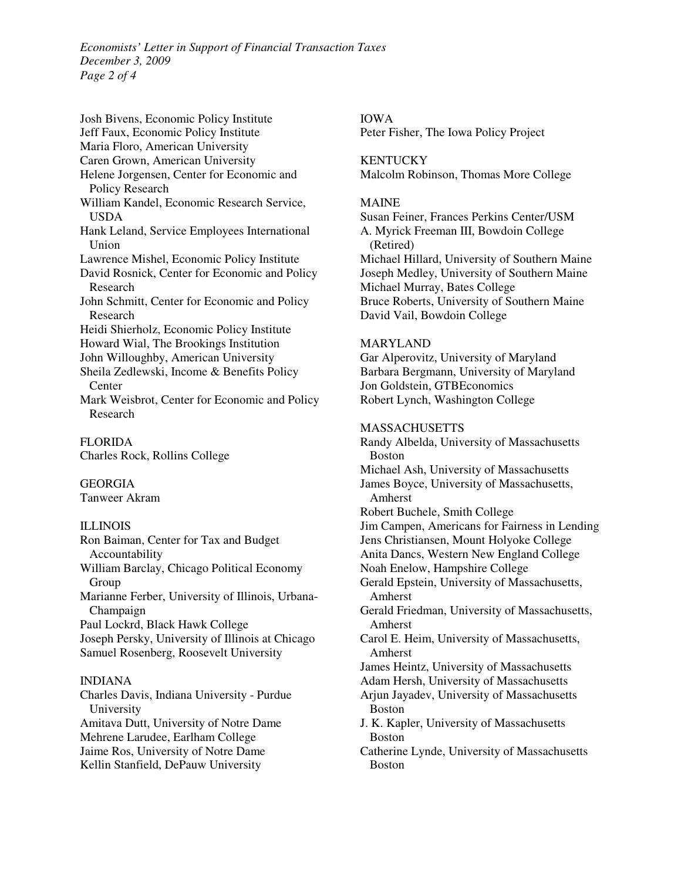Josh Bivens, Economic Policy Institute
Jeff Faux, Economic Policy Institute
Maria Floro, American University
Caren Grown, American University
Helene Jorgensen, Center for Economic and Policy Research
William Kandel, Economic Research Service, USDA
Hank Leland, Service Employees International Union
Lawrence Mishel, Economic Policy Institute
David Rosnick, Center for Economic and Policy Research
John Schmitt, Center for Economic and Policy Research
Heidi Shierholz, Economic Policy Institute
Howard Wial, The Brookings Institution
John Willoughby, American University
Sheila Zedlewski, Income & Benefits Policy Center
Mark Weisbrot, Center for Economic and Policy Research

FLORIDA
Charles Rock, Rollins College

GEORGIA
Tanweer Akram

ILLINOIS
Ron Baiman, Center for Tax and Budget Accountability
William Barclay, Chicago Political Economy Group
Marianne Ferber, University of Illinois, Urbana-Champaign
Paul Lockrd, Black Hawk College
Joseph Persky, University of Illinois at Chicago
Samuel Rosenberg, Roosevelt University

INDIANA
Charles Davis, Indiana University - Purdue University
Amitava Dutt, University of Notre Dame
Mehrene Larudee, Earlham College
Jaime Ros, University of Notre Dame
Kellin Stanfield, DePauw University

IOWA
Peter Fisher, The Iowa Policy Project

KENTUCKY
Malcolm Robinson, Thomas More College

MAINE
Susan Feiner, Frances Perkins Center/USM
A. Myrick Freeman III, Bowdoin College (Retired)
Michael Hillard, University of Southern Maine
Joseph Medley, University of Southern Maine
Michael Murray, Bates College
Bruce Roberts, University of Southern Maine
David Vail, Bowdoin College

MARYLAND
Gar Alperovitz, University of Maryland
Barbara Bergmann, University of Maryland
Jon Goldstein, GTBEconomics
Robert Lynch, Washington College

MASSACHUSETTS
Randy Albelda, University of Massachusetts Boston
Michael Ash, University of Massachusetts
James Boyce, University of Massachusetts, Amherst
Robert Buchele, Smith College
Jim Campen, Americans for Fairness in Lending
Jens Christiansen, Mount Holyoke College
Anita Dancs, Western New England College
Noah Enelow, Hampshire College
Gerald Epstein, University of Massachusetts, Amherst
Gerald Friedman, University of Massachusetts, Amherst
Carol E. Heim, University of Massachusetts, Amherst
James Heintz, University of Massachusetts
Adam Hersh, University of Massachusetts
Arjun Jayadev, University of Massachusetts Boston
J. K. Kapler, University of Massachusetts Boston
Catherine Lynde, University of Massachusetts Boston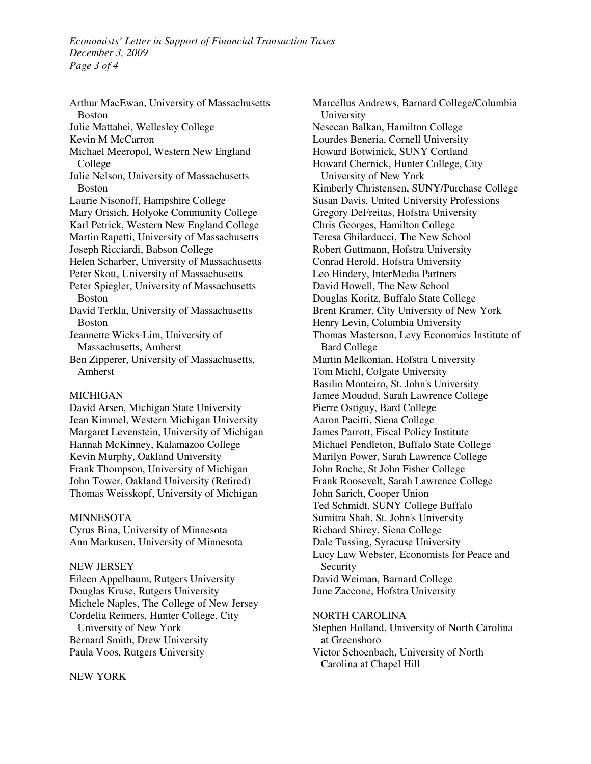Arthur MacEwan, University of Massachusetts Boston
Julie Mattahei, Wellesley College
Kevin M McCarron
Michael Meeropol, Western New England College
Julie Nelson, University of Massachusetts Boston
Laurie Nisonoff, Hampshire College
Mary Orisich, Holyoke Community College
Karl Petrick, Western New England College
Martin Rapetti, University of Massachusetts
Joseph Ricciardi, Babson College
Helen Scharber, University of Massachusetts
Peter Skott, University of Massachusetts
Peter Spiegler, University of Massachusetts Boston
David Terkla, University of Massachusetts Boston
Jeannette Wicks-Lim, University of Massachusetts, Amherst
Ben Zipperer, University of Massachusetts, Amherst

MICHIGAN

David Arsen, Michigan State University
Jean Kimmel, Western Michigan University
Margaret Levenstein, University of Michigan
Hannah McKinney, Kalamazoo College
Kevin Murphy, Oakland University
Frank Thompson, University of Michigan
John Tower, Oakland University (Retired)
Thomas Weisskopf, University of Michigan

MINNESOTA

Cyrus Bina, University of Minnesota
Ann Markusen, University of Minnesota

NEW JERSEY

Eileen Appelbaum, Rutgers University
Douglas Kruse, Rutgers University
Michele Naples, The College of New Jersey
Cordelia Reimers, Hunter College, City University of New York
Bernard Smith, Drew University
Paula Voos, Rutgers University

NEW YORK

Marcellus Andrews, Barnard College/Columbia University
Nesecan Balkan, Hamilton College
Lourdes Beneria, Cornell University
Howard Botwinick, SUNY Cortland
Howard Chernick, Hunter College, City University of New York
Kimberly Christensen, SUNY/Purchase College
Susan Davis, United University Professions
Gregory DeFreitas, Hofstra University
Chris Georges, Hamilton College
Teresa Ghilarducci, The New School
Robert Guttmann, Hofstra University
Conrad Herold, Hofstra University
Leo Hindery, InterMedia Partners
David Howell, The New School
Douglas Koritz, Buffalo State College
Brent Kramer, City University of New York
Henry Levin, Columbia University
Thomas Masterson, Levy Economics Institute of Bard College
Martin Melkonian, Hofstra University
Tom Michl, Colgate University
Basilio Monteiro, St. John's University
Jamee Moudud, Sarah Lawrence College
Pierre Ostiguy, Bard College
Aaron Pacitti, Siena College
James Parrott, Fiscal Policy Institute
Michael Pendleton, Buffalo State College
Marilyn Power, Sarah Lawrence College
John Roche, St John Fisher College
Frank Roosevelt, Sarah Lawrence College
John Sarich, Cooper Union
Ted Schmidt, SUNY College Buffalo
Sumitra Shah, St. John's University
Richard Shirey, Siena College
Dale Tussing, Syracuse University
Lucy Law Webster, Economists for Peace and Security
David Weiman, Barnard College
June Zaccone, Hofstra University

NORTH CAROLINA

Stephen Holland, University of North Carolina at Greensboro
Victor Schoenbach, University of North Carolina at Chapel Hill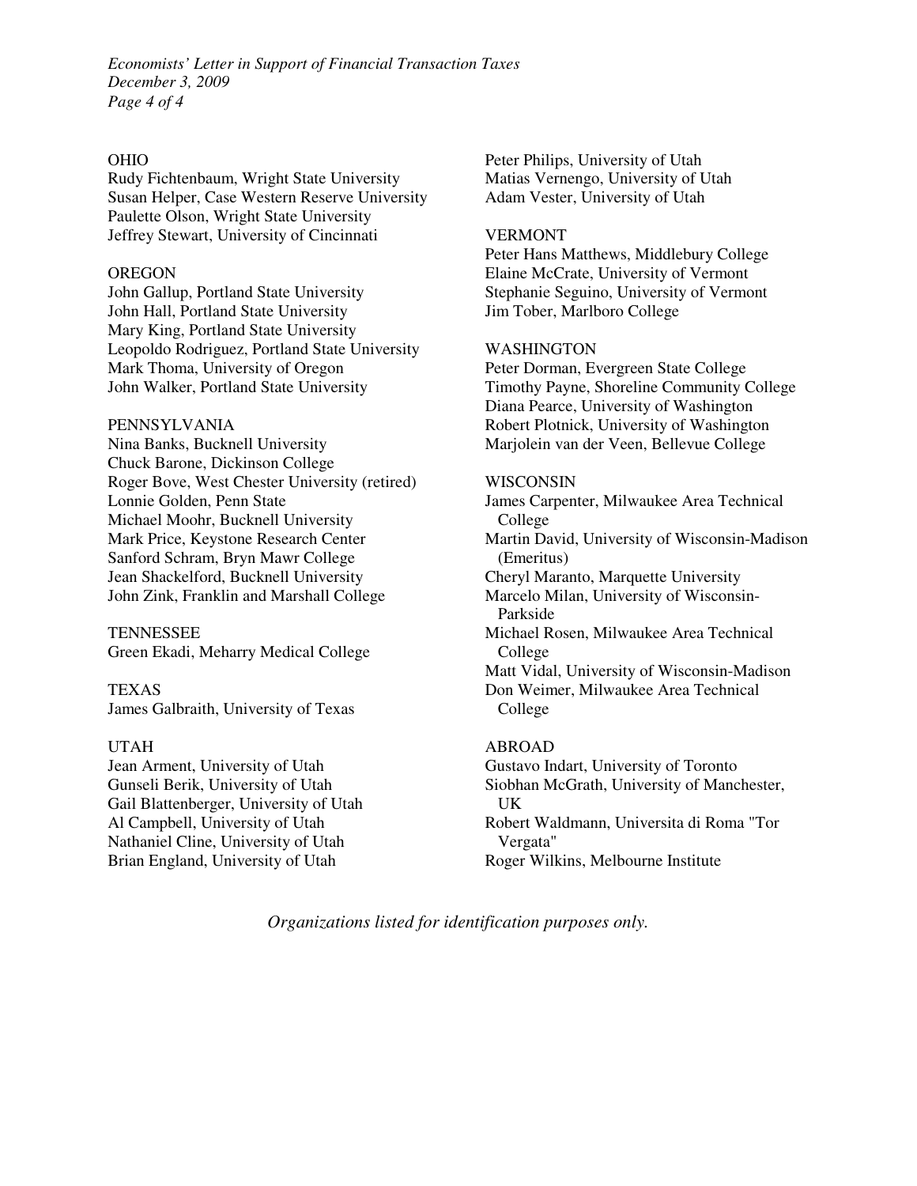OHIO

Rudy Fichtenbaum, Wright State University
Susan Helper, Case Western Reserve University
Paulette Olson, Wright State University
Jeffrey Stewart, University of Cincinnati

OREGON

John Gallup, Portland State University
John Hall, Portland State University
Mary King, Portland State University
Leopoldo Rodriguez, Portland State University
Mark Thoma, University of Oregon
John Walker, Portland State University

PENNSYLVANIA

Nina Banks, Bucknell University
Chuck Barone, Dickinson College
Roger Bove, West Chester University (retired)
Lonnie Golden, Penn State
Michael Moohr, Bucknell University
Mark Price, Keystone Research Center
Sanford Schram, Bryn Mawr College
Jean Shackelford, Bucknell University
John Zink, Franklin and Marshall College

TENNESSEE

Green Ekadi, Meharry Medical College

TEXAS

James Galbraith, University of Texas

UTAH

Jean Arment, University of Utah
Gunseli Berik, University of Utah
Gail Blattenberger, University of Utah
Al Campbell, University of Utah
Nathaniel Cline, University of Utah
Brian England, University of Utah
Peter Philips, University of Utah
Matias Vernengo, University of Utah
Adam Vester, University of Utah

VERMONT

Peter Hans Matthews, Middlebury College
Elaine McCrate, University of Vermont
Stephanie Seguino, University of Vermont
Jim Tober, Marlboro College

WASHINGTON

Peter Dorman, Evergreen State College
Timothy Payne, Shoreline Community College
Diana Pearce, University of Washington
Robert Plotnick, University of Washington
Marjolein van der Veen, Bellevue College

WISCONSIN

James Carpenter, Milwaukee Area Technical College
Martin David, University of Wisconsin-Madison (Emeritus)
Cheryl Maranto, Marquette University
Marcelo Milan, University of Wisconsin-Parkside
Michael Rosen, Milwaukee Area Technical College
Matt Vidal, University of Wisconsin-Madison
Don Weimer, Milwaukee Area Technical College

ABROAD

Gustavo Indart, University of Toronto
Siobhan McGrath, University of Manchester, UK
Robert Waldmann, Universita di Roma "Tor Vergata"
Roger Wilkins, Melbourne Institute

*Organizations listed for identification purposes only.*